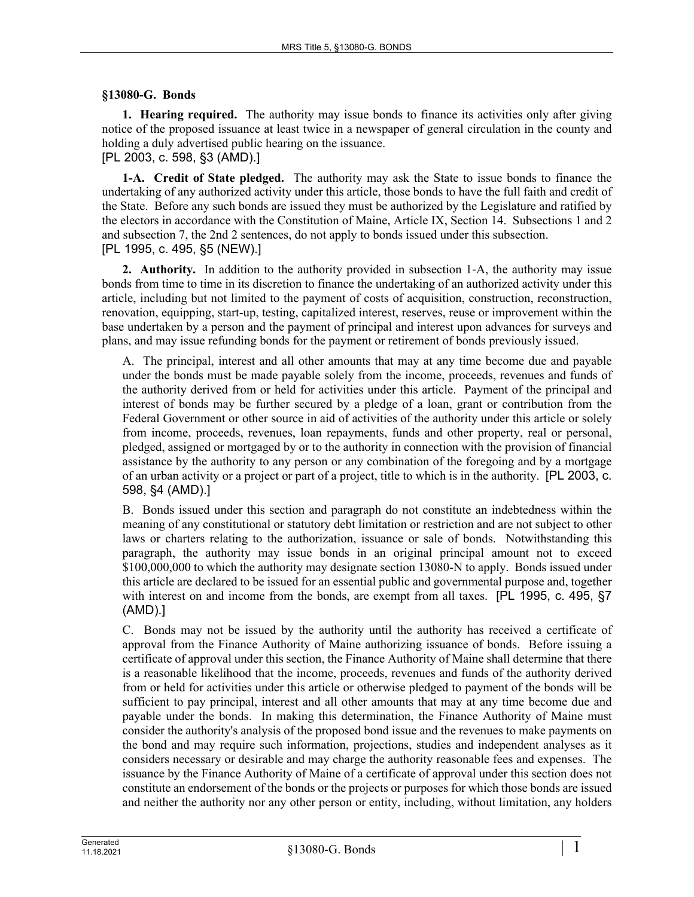## §13080-G. Bonds

**1. Hearing required.** The authority may issue bonds to finance its activities only after giving notice of the proposed issuance at least twice in a newspaper of general circulation in the county and holding a duly advertised public hearing on the issuance.
[PL 2003, c. 598, §3 (AMD).]

**1-A. Credit of State pledged.** The authority may ask the State to issue bonds to finance the undertaking of any authorized activity under this article, those bonds to have the full faith and credit of the State. Before any such bonds are issued they must be authorized by the Legislature and ratified by the electors in accordance with the Constitution of Maine, Article IX, Section 14. Subsections 1 and 2 and subsection 7, the 2nd 2 sentences, do not apply to bonds issued under this subsection.
[PL 1995, c. 495, §5 (NEW).]

**2. Authority.** In addition to the authority provided in subsection 1-A, the authority may issue bonds from time to time in its discretion to finance the undertaking of an authorized activity under this article, including but not limited to the payment of costs of acquisition, construction, reconstruction, renovation, equipping, start-up, testing, capitalized interest, reserves, reuse or improvement within the base undertaken by a person and the payment of principal and interest upon advances for surveys and plans, and may issue refunding bonds for the payment or retirement of bonds previously issued.

A. The principal, interest and all other amounts that may at any time become due and payable under the bonds must be made payable solely from the income, proceeds, revenues and funds of the authority derived from or held for activities under this article. Payment of the principal and interest of bonds may be further secured by a pledge of a loan, grant or contribution from the Federal Government or other source in aid of activities of the authority under this article or solely from income, proceeds, revenues, loan repayments, funds and other property, real or personal, pledged, assigned or mortgaged by or to the authority in connection with the provision of financial assistance by the authority to any person or any combination of the foregoing and by a mortgage of an urban activity or a project or part of a project, title to which is in the authority. [PL 2003, c. 598, §4 (AMD).]

B. Bonds issued under this section and paragraph do not constitute an indebtedness within the meaning of any constitutional or statutory debt limitation or restriction and are not subject to other laws or charters relating to the authorization, issuance or sale of bonds. Notwithstanding this paragraph, the authority may issue bonds in an original principal amount not to exceed $100,000,000 to which the authority may designate section 13080-N to apply. Bonds issued under this article are declared to be issued for an essential public and governmental purpose and, together with interest on and income from the bonds, are exempt from all taxes. [PL 1995, c. 495, §7 (AMD).]

C. Bonds may not be issued by the authority until the authority has received a certificate of approval from the Finance Authority of Maine authorizing issuance of bonds. Before issuing a certificate of approval under this section, the Finance Authority of Maine shall determine that there is a reasonable likelihood that the income, proceeds, revenues and funds of the authority derived from or held for activities under this article or otherwise pledged to payment of the bonds will be sufficient to pay principal, interest and all other amounts that may at any time become due and payable under the bonds. In making this determination, the Finance Authority of Maine must consider the authority's analysis of the proposed bond issue and the revenues to make payments on the bond and may require such information, projections, studies and independent analyses as it considers necessary or desirable and may charge the authority reasonable fees and expenses. The issuance by the Finance Authority of Maine of a certificate of approval under this section does not constitute an endorsement of the bonds or the projects or purposes for which those bonds are issued and neither the authority nor any other person or entity, including, without limitation, any holders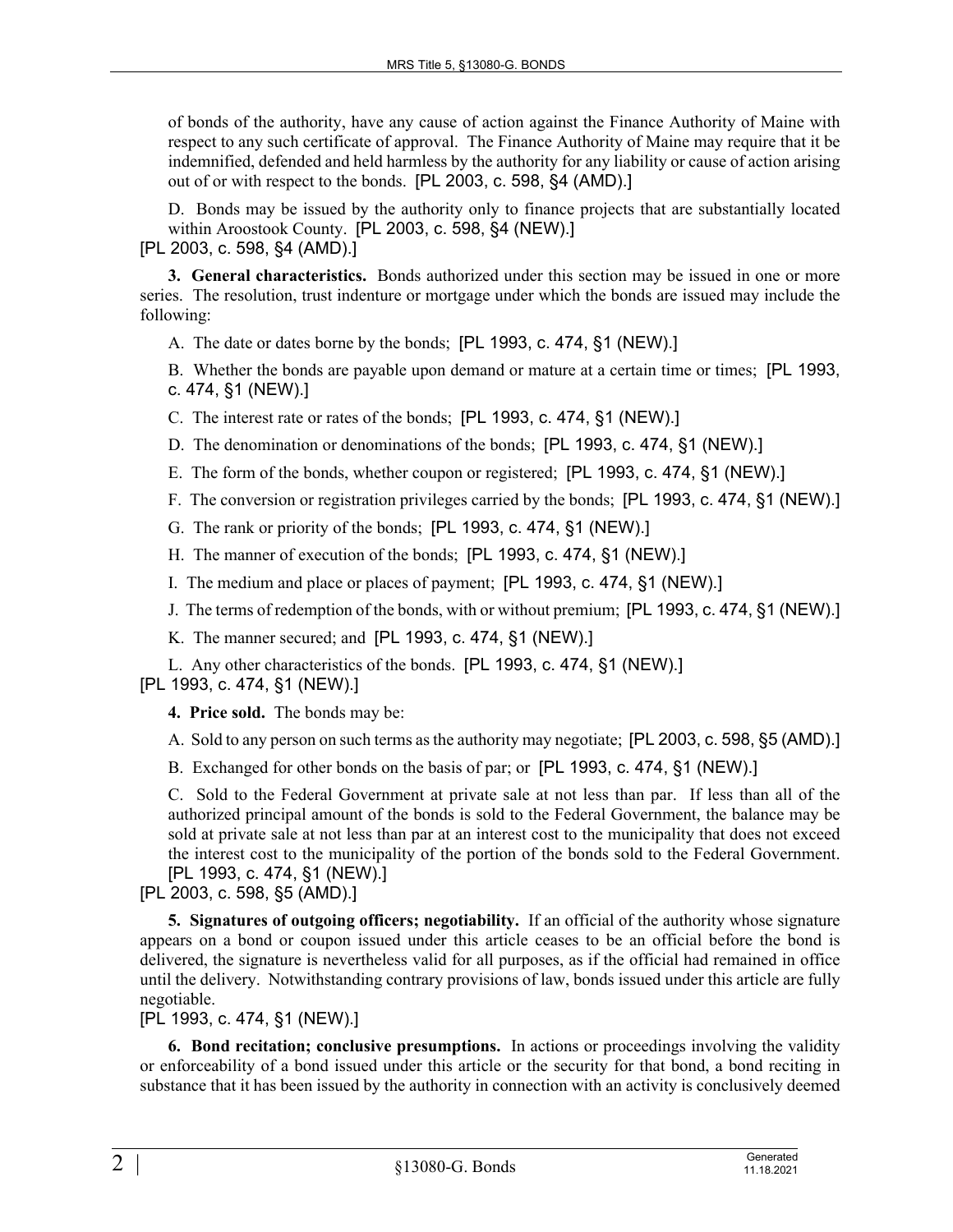of bonds of the authority, have any cause of action against the Finance Authority of Maine with respect to any such certificate of approval. The Finance Authority of Maine may require that it be indemnified, defended and held harmless by the authority for any liability or cause of action arising out of or with respect to the bonds. [PL 2003, c. 598, §4 (AMD).]

D. Bonds may be issued by the authority only to finance projects that are substantially located within Aroostook County. [PL 2003, c. 598, §4 (NEW).]

[PL 2003, c. 598, §4 (AMD).]

**3. General characteristics.** Bonds authorized under this section may be issued in one or more series. The resolution, trust indenture or mortgage under which the bonds are issued may include the following:

A. The date or dates borne by the bonds; [PL 1993, c. 474, §1 (NEW).]

B. Whether the bonds are payable upon demand or mature at a certain time or times; [PL 1993, c. 474, §1 (NEW).]

C. The interest rate or rates of the bonds; [PL 1993, c. 474, §1 (NEW).]

D. The denomination or denominations of the bonds; [PL 1993, c. 474, §1 (NEW).]

E. The form of the bonds, whether coupon or registered; [PL 1993, c. 474, §1 (NEW).]

F. The conversion or registration privileges carried by the bonds; [PL 1993, c. 474, §1 (NEW).]

G. The rank or priority of the bonds; [PL 1993, c. 474, §1 (NEW).]

H. The manner of execution of the bonds; [PL 1993, c. 474, §1 (NEW).]

I. The medium and place or places of payment; [PL 1993, c. 474, §1 (NEW).]

J. The terms of redemption of the bonds, with or without premium; [PL 1993, c. 474, §1 (NEW).]

K. The manner secured; and [PL 1993, c. 474, §1 (NEW).]

L. Any other characteristics of the bonds. [PL 1993, c. 474, §1 (NEW).]

[PL 1993, c. 474, §1 (NEW).]

**4. Price sold.** The bonds may be:

A. Sold to any person on such terms as the authority may negotiate; [PL 2003, c. 598, §5 (AMD).]

B. Exchanged for other bonds on the basis of par; or [PL 1993, c. 474, §1 (NEW).]

C. Sold to the Federal Government at private sale at not less than par. If less than all of the authorized principal amount of the bonds is sold to the Federal Government, the balance may be sold at private sale at not less than par at an interest cost to the municipality that does not exceed the interest cost to the municipality of the portion of the bonds sold to the Federal Government. [PL 1993, c. 474, §1 (NEW).]

[PL 2003, c. 598, §5 (AMD).]

**5. Signatures of outgoing officers; negotiability.** If an official of the authority whose signature appears on a bond or coupon issued under this article ceases to be an official before the bond is delivered, the signature is nevertheless valid for all purposes, as if the official had remained in office until the delivery. Notwithstanding contrary provisions of law, bonds issued under this article are fully negotiable.

[PL 1993, c. 474, §1 (NEW).]

**6. Bond recitation; conclusive presumptions.** In actions or proceedings involving the validity or enforceability of a bond issued under this article or the security for that bond, a bond reciting in substance that it has been issued by the authority in connection with an activity is conclusively deemed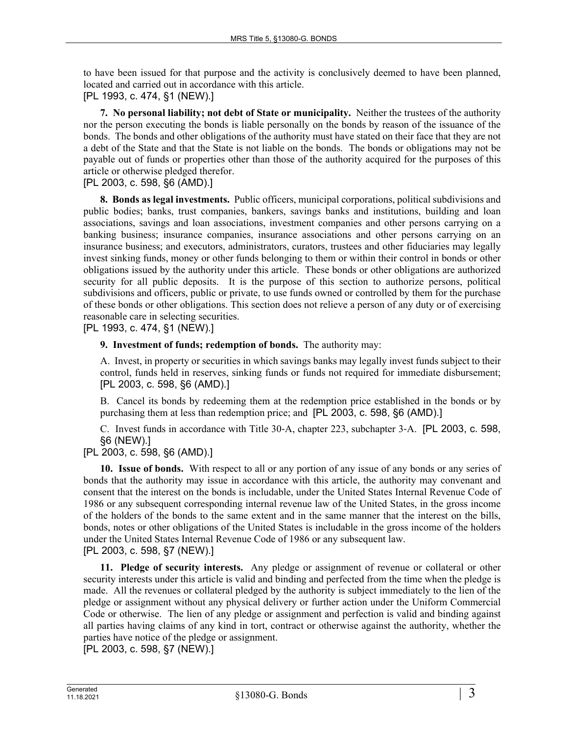to have been issued for that purpose and the activity is conclusively deemed to have been planned, located and carried out in accordance with this article.
[PL 1993, c. 474, §1 (NEW).]

**7. No personal liability; not debt of State or municipality.** Neither the trustees of the authority nor the person executing the bonds is liable personally on the bonds by reason of the issuance of the bonds. The bonds and other obligations of the authority must have stated on their face that they are not a debt of the State and that the State is not liable on the bonds. The bonds or obligations may not be payable out of funds or properties other than those of the authority acquired for the purposes of this article or otherwise pledged therefor.
[PL 2003, c. 598, §6 (AMD).]

**8. Bonds as legal investments.** Public officers, municipal corporations, political subdivisions and public bodies; banks, trust companies, bankers, savings banks and institutions, building and loan associations, savings and loan associations, investment companies and other persons carrying on a banking business; insurance companies, insurance associations and other persons carrying on an insurance business; and executors, administrators, curators, trustees and other fiduciaries may legally invest sinking funds, money or other funds belonging to them or within their control in bonds or other obligations issued by the authority under this article. These bonds or other obligations are authorized security for all public deposits. It is the purpose of this section to authorize persons, political subdivisions and officers, public or private, to use funds owned or controlled by them for the purchase of these bonds or other obligations. This section does not relieve a person of any duty or of exercising reasonable care in selecting securities.
[PL 1993, c. 474, §1 (NEW).]

**9. Investment of funds; redemption of bonds.** The authority may:

A. Invest, in property or securities in which savings banks may legally invest funds subject to their control, funds held in reserves, sinking funds or funds not required for immediate disbursement; [PL 2003, c. 598, §6 (AMD).]

B. Cancel its bonds by redeeming them at the redemption price established in the bonds or by purchasing them at less than redemption price; and [PL 2003, c. 598, §6 (AMD).]

C. Invest funds in accordance with Title 30-A, chapter 223, subchapter 3-A. [PL 2003, c. 598, §6 (NEW).]

[PL 2003, c. 598, §6 (AMD).]

**10. Issue of bonds.** With respect to all or any portion of any issue of any bonds or any series of bonds that the authority may issue in accordance with this article, the authority may convenant and consent that the interest on the bonds is includable, under the United States Internal Revenue Code of 1986 or any subsequent corresponding internal revenue law of the United States, in the gross income of the holders of the bonds to the same extent and in the same manner that the interest on the bills, bonds, notes or other obligations of the United States is includable in the gross income of the holders under the United States Internal Revenue Code of 1986 or any subsequent law.
[PL 2003, c. 598, §7 (NEW).]

**11. Pledge of security interests.** Any pledge or assignment of revenue or collateral or other security interests under this article is valid and binding and perfected from the time when the pledge is made. All the revenues or collateral pledged by the authority is subject immediately to the lien of the pledge or assignment without any physical delivery or further action under the Uniform Commercial Code or otherwise. The lien of any pledge or assignment and perfection is valid and binding against all parties having claims of any kind in tort, contract or otherwise against the authority, whether the parties have notice of the pledge or assignment.
[PL 2003, c. 598, §7 (NEW).]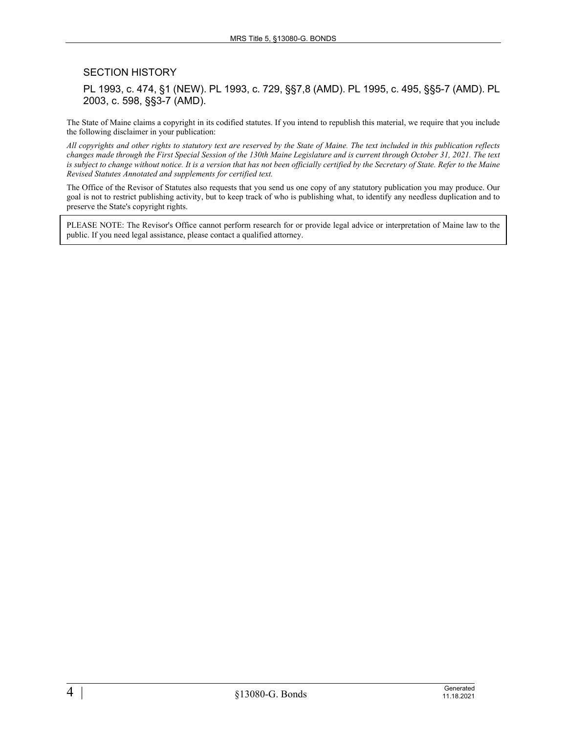## SECTION HISTORY

PL 1993, c. 474, §1 (NEW). PL 1993, c. 729, §§7,8 (AMD). PL 1995, c. 495, §§5-7 (AMD). PL 2003, c. 598, §§3-7 (AMD).

The State of Maine claims a copyright in its codified statutes. If you intend to republish this material, we require that you include the following disclaimer in your publication:

*All copyrights and other rights to statutory text are reserved by the State of Maine. The text included in this publication reflects changes made through the First Special Session of the 130th Maine Legislature and is current through October 31, 2021. The text is subject to change without notice. It is a version that has not been officially certified by the Secretary of State. Refer to the Maine Revised Statutes Annotated and supplements for certified text.*

The Office of the Revisor of Statutes also requests that you send us one copy of any statutory publication you may produce. Our goal is not to restrict publishing activity, but to keep track of who is publishing what, to identify any needless duplication and to preserve the State's copyright rights.

PLEASE NOTE: The Revisor's Office cannot perform research for or provide legal advice or interpretation of Maine law to the public. If you need legal assistance, please contact a qualified attorney.